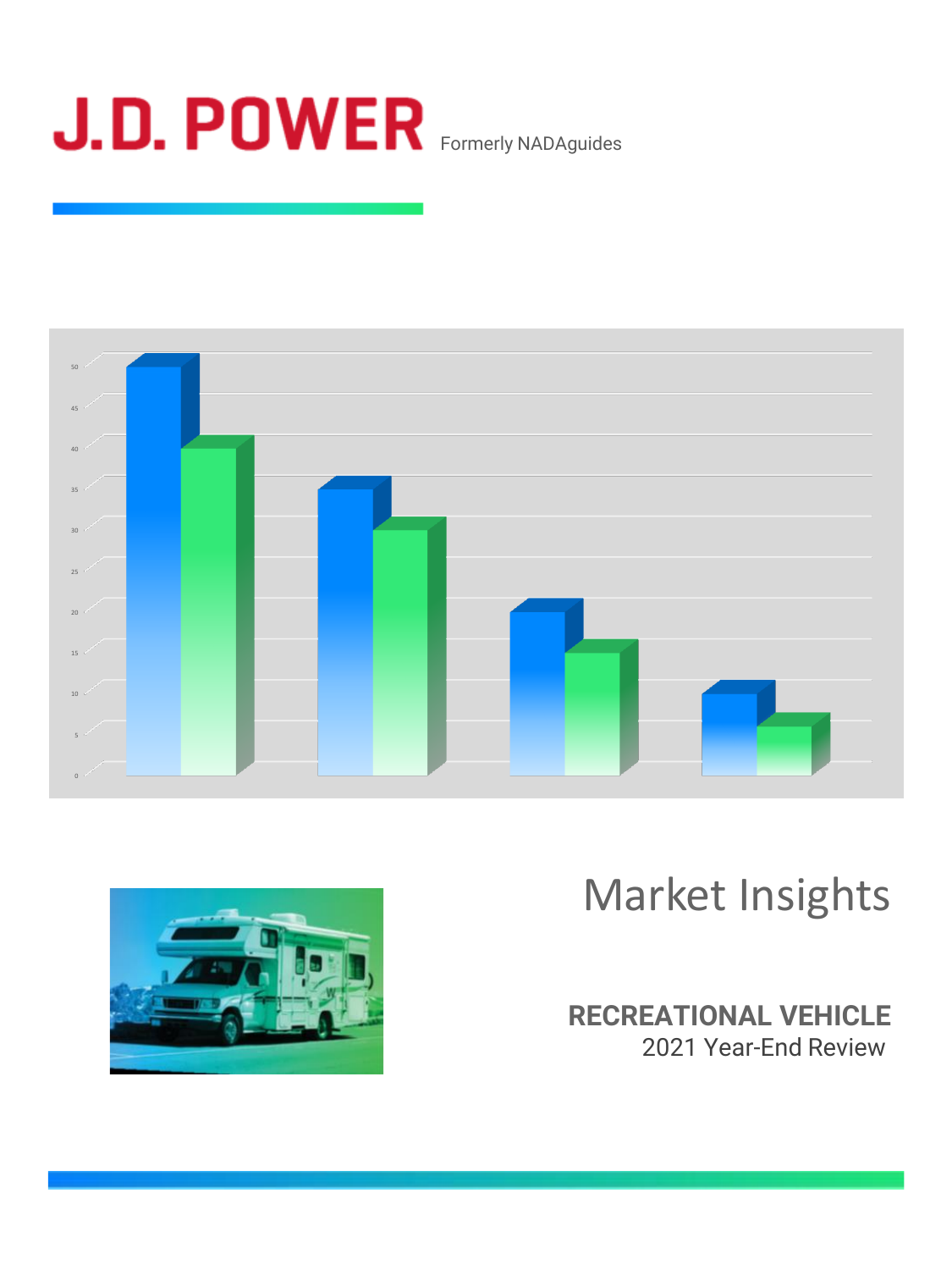# J.D. POWER

Formerly NADAguides

Market Insights

**RECREATIONAL VEHICLE**

2021 Year-End Review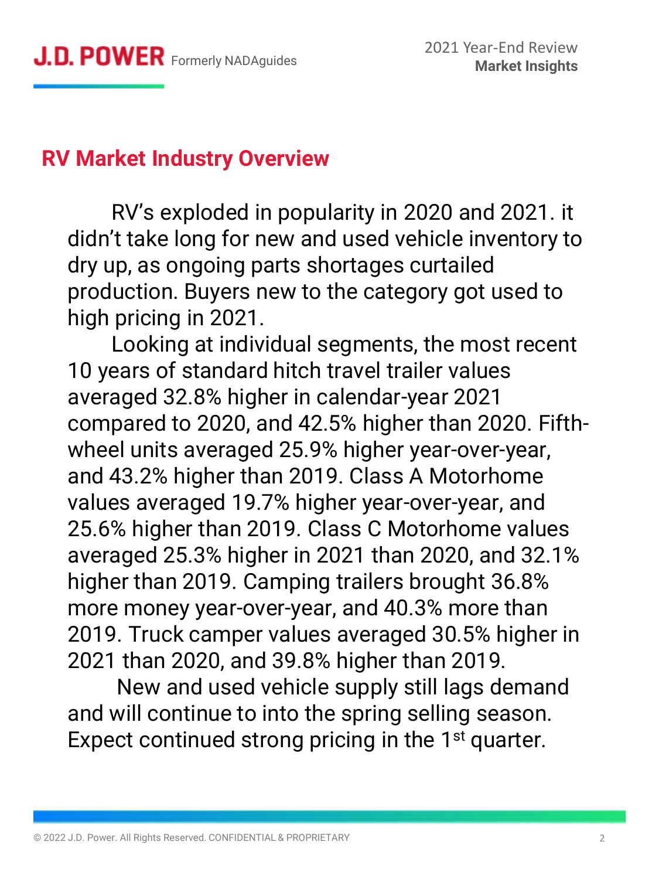## RV Market Industry Overview

RV's exploded in popularity in 2020 and 2021. it didn't take long for new and used vehicle inventory to dry up, as ongoing parts shortages curtailed production. Buyers new to the category got used to high pricing in 2021.

Looking at individual segments, the most recent 10 years of standard hitch travel trailer values averaged 32.8% higher in calendar-year 2021 compared to 2020, and 42.5% higher than 2020. Fifth-wheel units averaged 25.9% higher year-over-year, and 43.2% higher than 2019. Class A Motorhome values averaged 19.7% higher year-over-year, and 25.6% higher than 2019. Class C Motorhome values averaged 25.3% higher in 2021 than 2020, and 32.1% higher than 2019. Camping trailers brought 36.8% more money year-over-year, and 40.3% more than 2019. Truck camper values averaged 30.5% higher in 2021 than 2020, and 39.8% higher than 2019.

New and used vehicle supply still lags demand and will continue to into the spring selling season. Expect continued strong pricing in the 1st quarter.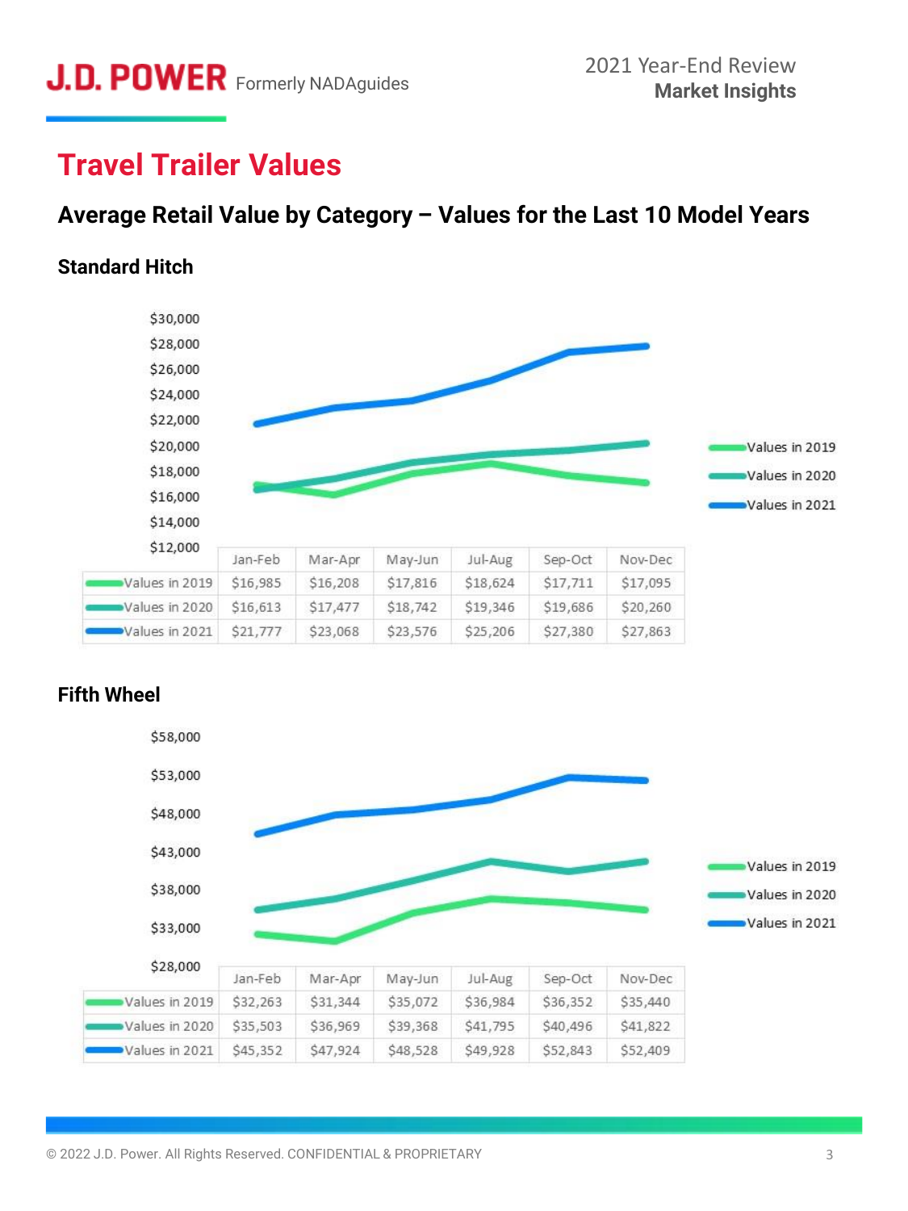# Travel Trailer Values

## Average Retail Value by Category – Values for the Last 10 Model Years

### Standard Hitch

| | Jan-Feb | Mar-Apr | May-Jun | Jul-Aug | Sep-Oct | Nov-Dec |
|---|---|---|---|---|---|---|
| Values in 2019 | $16,985 | $16,208 | $17,816 | $18,624 | $17,711 | $17,095 |
| Values in 2020 | $16,613 | $17,477 | $18,742 | $19,346 | $19,686 | $20,260 |
| Values in 2021 | $21,777 | $23,068 | $23,576 | $25,206 | $27,380 | $27,863 |

### Fifth Wheel

| | Jan-Feb | Mar-Apr | May-Jun | Jul-Aug | Sep-Oct | Nov-Dec |
|---|---|---|---|---|---|---|
| Values in 2019 | $32,263 | $31,344 | $35,072 | $36,984 | $36,352 | $35,440 |
| Values in 2020 | $35,503 | $36,969 | $39,368 | $41,795 | $40,496 | $41,822 |
| Values in 2021 | $45,352 | $47,924 | $48,528 | $49,928 | $52,843 | $52,409 |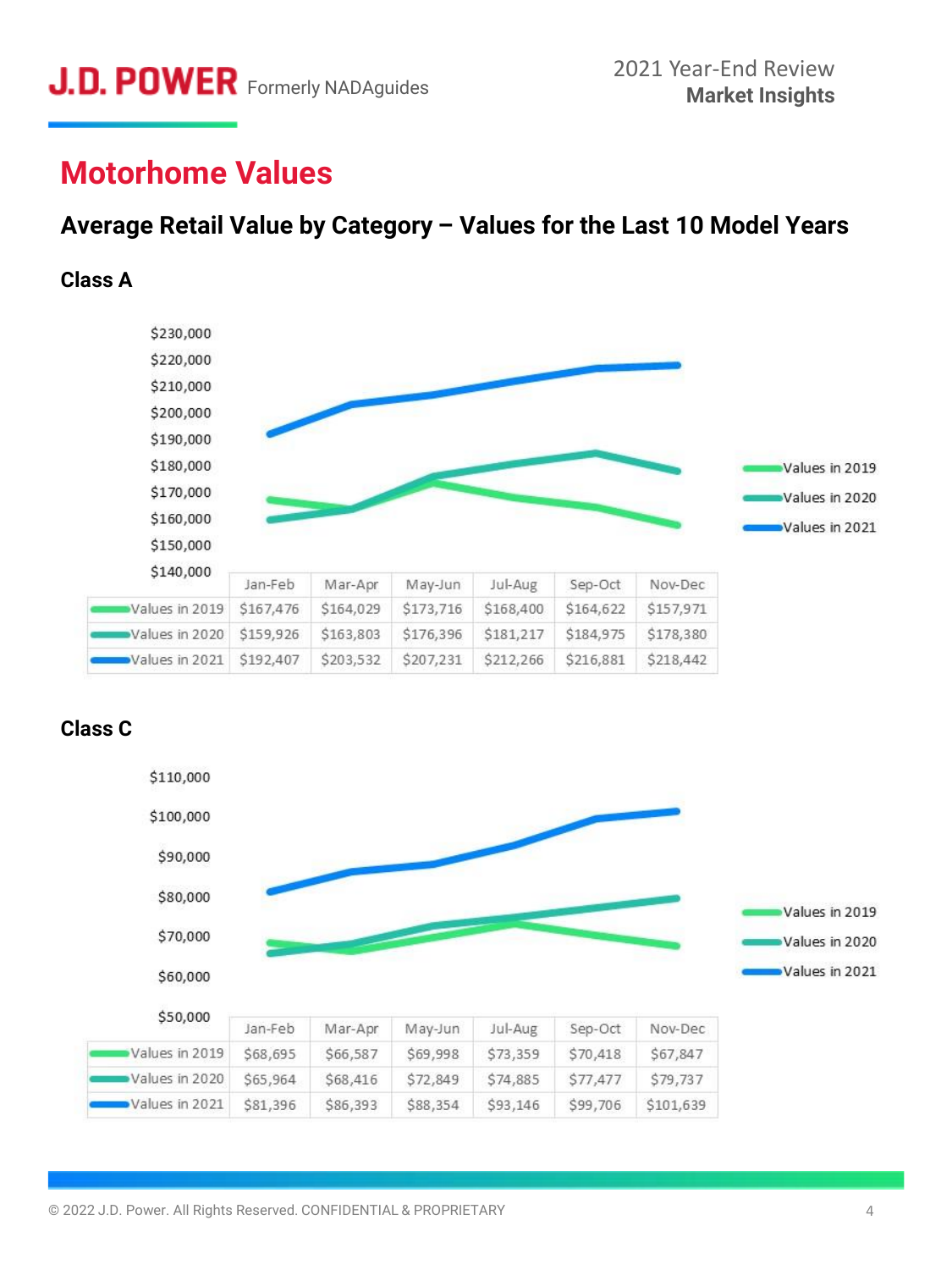# Motorhome Values

## Average Retail Value by Category – Values for the Last 10 Model Years

### Class A

| | Jan-Feb | Mar-Apr | May-Jun | Jul-Aug | Sep-Oct | Nov-Dec |
|---|---|---|---|---|---|---|
| Values in 2019 | $167,476 | $164,029 | $173,716 | $168,400 | $164,622 | $157,971 |
| Values in 2020 | $159,926 | $163,803 | $176,396 | $181,217 | $184,975 | $178,380 |
| Values in 2021 | $192,407 | $203,532 | $207,231 | $212,266 | $216,881 | $218,442 |

### Class C

| | Jan-Feb | Mar-Apr | May-Jun | Jul-Aug | Sep-Oct | Nov-Dec |
|---|---|---|---|---|---|---|
| Values in 2019 | $68,695 | $66,587 | $69,998 | $73,359 | $70,418 | $67,847 |
| Values in 2020 | $65,964 | $68,416 | $72,849 | $74,885 | $77,477 | $79,737 |
| Values in 2021 | $81,396 | $86,393 | $88,354 | $93,146 | $99,706 | $101,639 |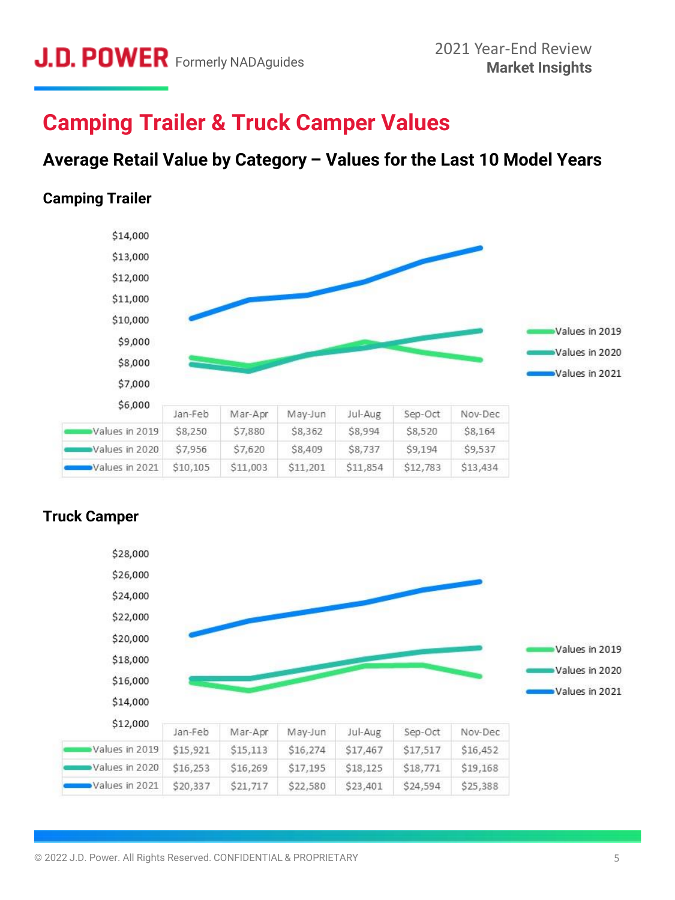# Camping Trailer & Truck Camper Values

## Average Retail Value by Category – Values for the Last 10 Model Years

### Camping Trailer

| | Jan-Feb | Mar-Apr | May-Jun | Jul-Aug | Sep-Oct | Nov-Dec |
|---|---|---|---|---|---|---|
| Values in 2019 | $8,250 | $7,880 | $8,362 | $8,994 | $8,520 | $8,164 |
| Values in 2020 | $7,956 | $7,620 | $8,409 | $8,737 | $9,194 | $9,537 |
| Values in 2021 | $10,105 | $11,003 | $11,201 | $11,854 | $12,783 | $13,434 |

### Truck Camper

| | Jan-Feb | Mar-Apr | May-Jun | Jul-Aug | Sep-Oct | Nov-Dec |
|---|---|---|---|---|---|---|
| Values in 2019 | $15,921 | $15,113 | $16,274 | $17,467 | $17,517 | $16,452 |
| Values in 2020 | $16,253 | $16,269 | $17,195 | $18,125 | $18,771 | $19,168 |
| Values in 2021 | $20,337 | $21,717 | $22,580 | $23,401 | $24,594 | $25,388 |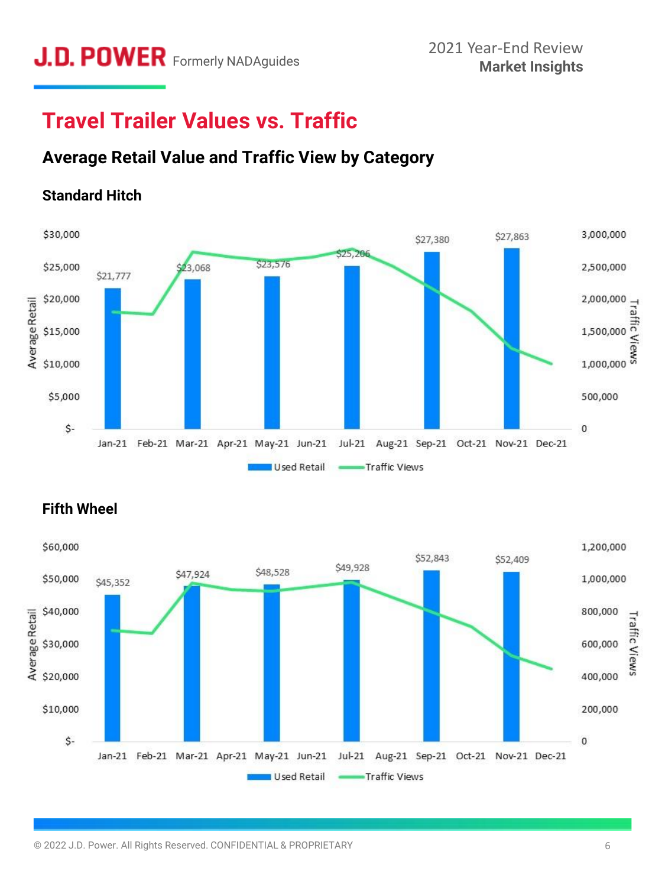# Travel Trailer Values vs. Traffic

## Average Retail Value and Traffic View by Category

### Standard Hitch

| Month | Used Retail |
|---|---|
| Jan-21 | $21,777 |
| Mar-21 | $23,068 |
| May-21 | $23,576 |
| Jul-21 | $25,206 |
| Sep-21 | $27,380 |
| Nov-21 | $27,863 |

Used Retail / Traffic Views

### Fifth Wheel

| Month | Used Retail |
|---|---|
| Jan-21 | $45,352 |
| Mar-21 | $47,924 |
| May-21 | $48,528 |
| Jul-21 | $49,928 |
| Sep-21 | $52,843 |
| Nov-21 | $52,409 |

Used Retail / Traffic Views

© 2022 J.D. Power. All Rights Reserved. CONFIDENTIAL & PROPRIETARY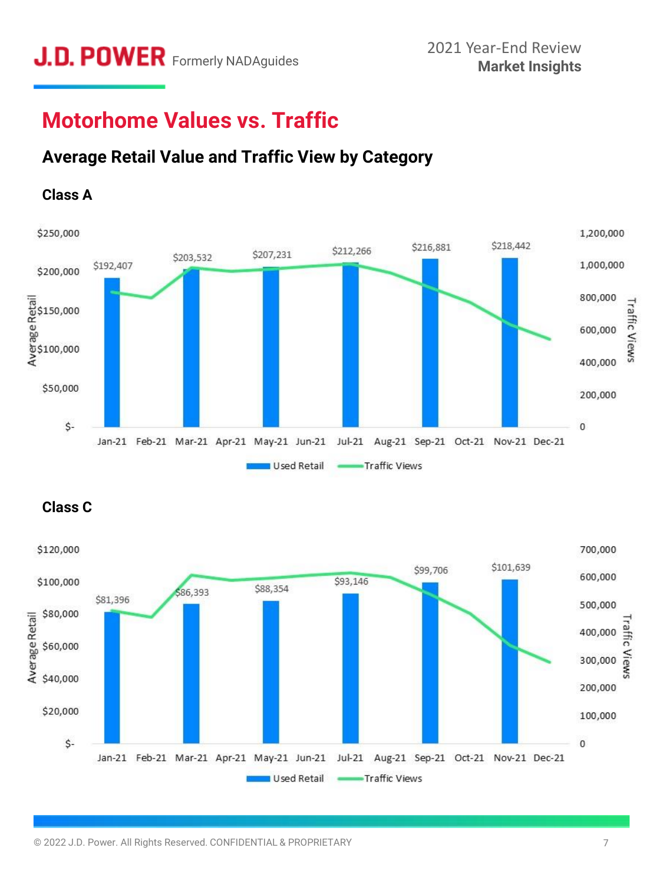# Motorhome Values vs. Traffic

## Average Retail Value and Traffic View by Category

### Class A

| Month | Used Retail |
|---|---|
| Jan-21 | $192,407 |
| Mar-21 | $203,532 |
| May-21 | $207,231 |
| Jul-21 | $212,266 |
| Sep-21 | $216,881 |
| Nov-21 | $218,442 |

Legend: Used Retail, Traffic Views

### Class C

| Month | Used Retail |
|---|---|
| Jan-21 | $81,396 |
| Mar-21 | $86,393 |
| May-21 | $88,354 |
| Jul-21 | $93,146 |
| Sep-21 | $99,706 |
| Nov-21 | $101,639 |

Legend: Used Retail, Traffic Views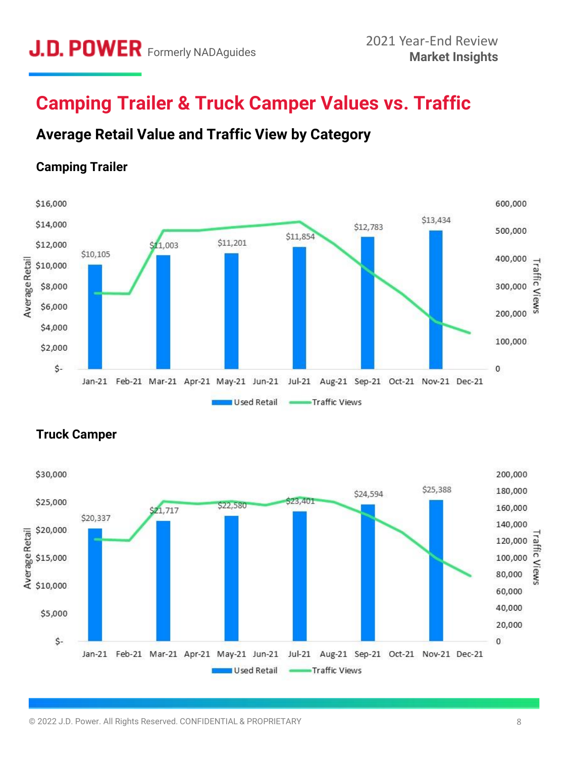# Camping Trailer & Truck Camper Values vs. Traffic

## Average Retail Value and Traffic View by Category

### Camping Trailer

| Month | Used Retail |
|---|---|
| Jan-21 | $10,105 |
| Mar-21 | $11,003 |
| May-21 | $11,201 |
| Jul-21 | $11,854 |
| Sep-21 | $12,783 |
| Nov-21 | $13,434 |

Used Retail | Traffic Views

### Truck Camper

| Month | Used Retail |
|---|---|
| Jan-21 | $20,337 |
| Mar-21 | $21,717 |
| May-21 | $22,580 |
| Jul-21 | $23,401 |
| Sep-21 | $24,594 |
| Nov-21 | $25,388 |

Used Retail | Traffic Views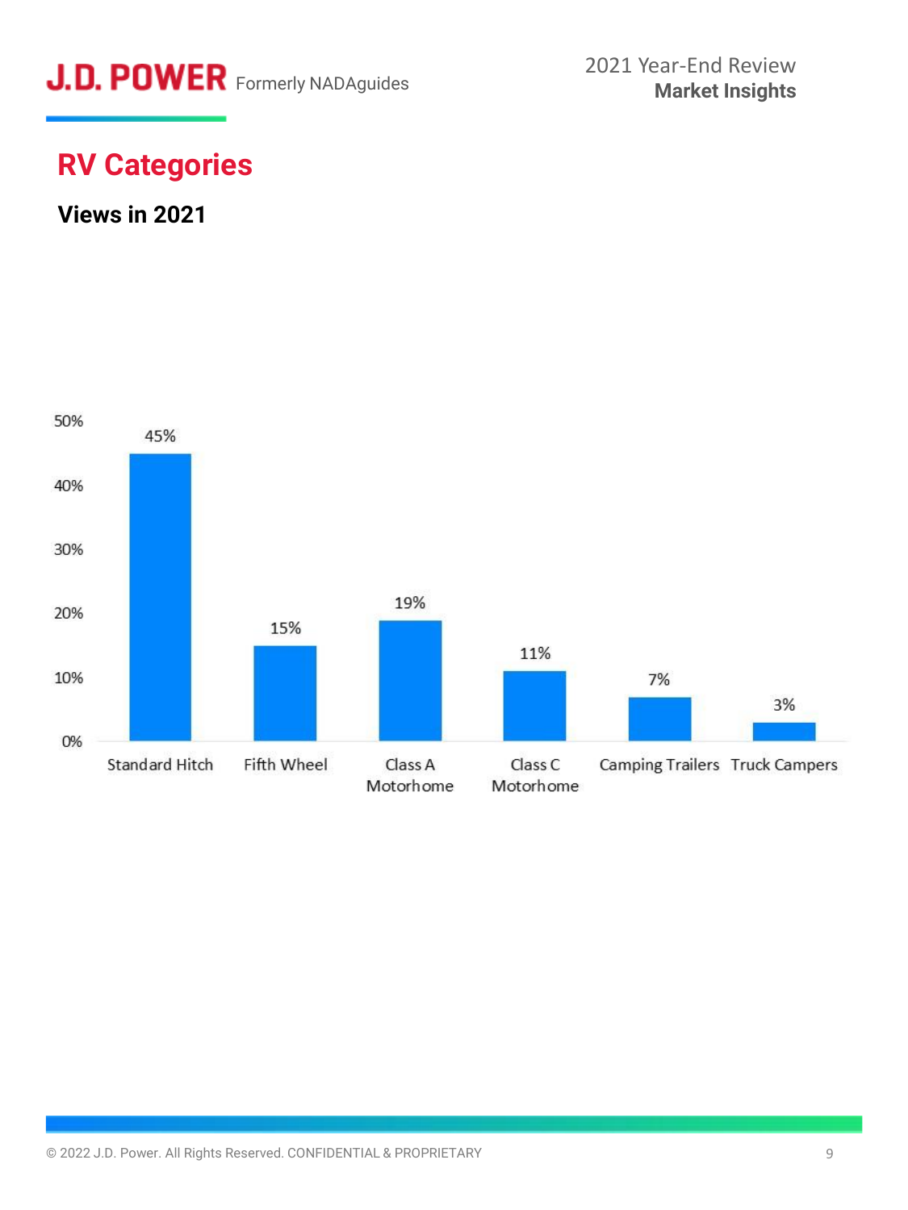## RV Categories

### Views in 2021

| Category | Views |
|---|---|
| Standard Hitch | 45% |
| Fifth Wheel | 15% |
| Class A Motorhome | 19% |
| Class C Motorhome | 11% |
| Camping Trailers | 7% |
| Truck Campers | 3% |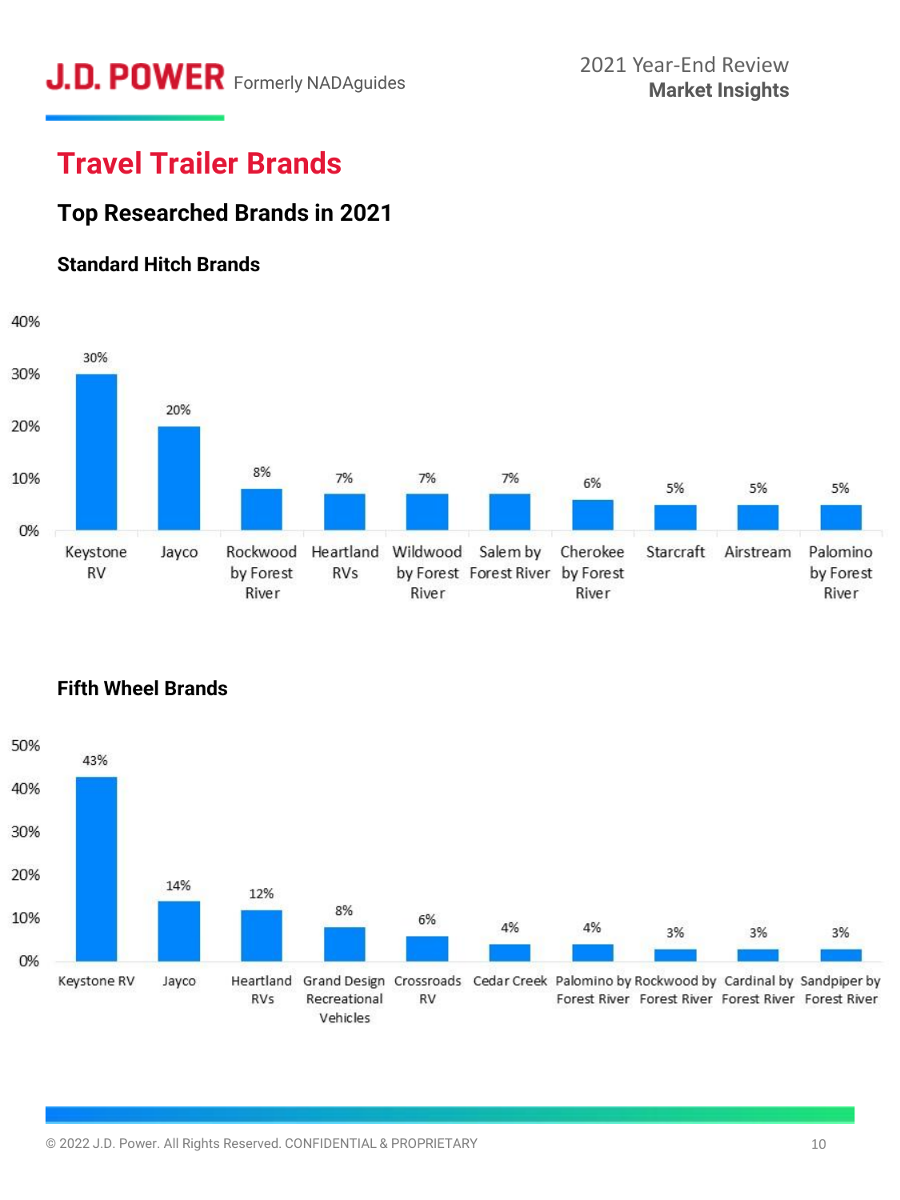# Travel Trailer Brands

## Top Researched Brands in 2021

### Standard Hitch Brands

| Brand | Share |
|---|---|
| Keystone RV | 30% |
| Jayco | 20% |
| Rockwood by Forest River | 8% |
| Heartland RVs | 7% |
| Wildwood by Forest River | 7% |
| Salem by Forest River | 7% |
| Cherokee by Forest River | 6% |
| Starcraft | 5% |
| Airstream | 5% |
| Palomino by Forest River | 5% |

### Fifth Wheel Brands

| Brand | Share |
|---|---|
| Keystone RV | 43% |
| Jayco | 14% |
| Heartland RVs | 12% |
| Grand Design Recreational Vehicles | 8% |
| Crossroads RV | 6% |
| Cedar Creek | 4% |
| Palomino by Forest River | 4% |
| Rockwood by Forest River | 3% |
| Cardinal by Forest River | 3% |
| Sandpiper by Forest River | 3% |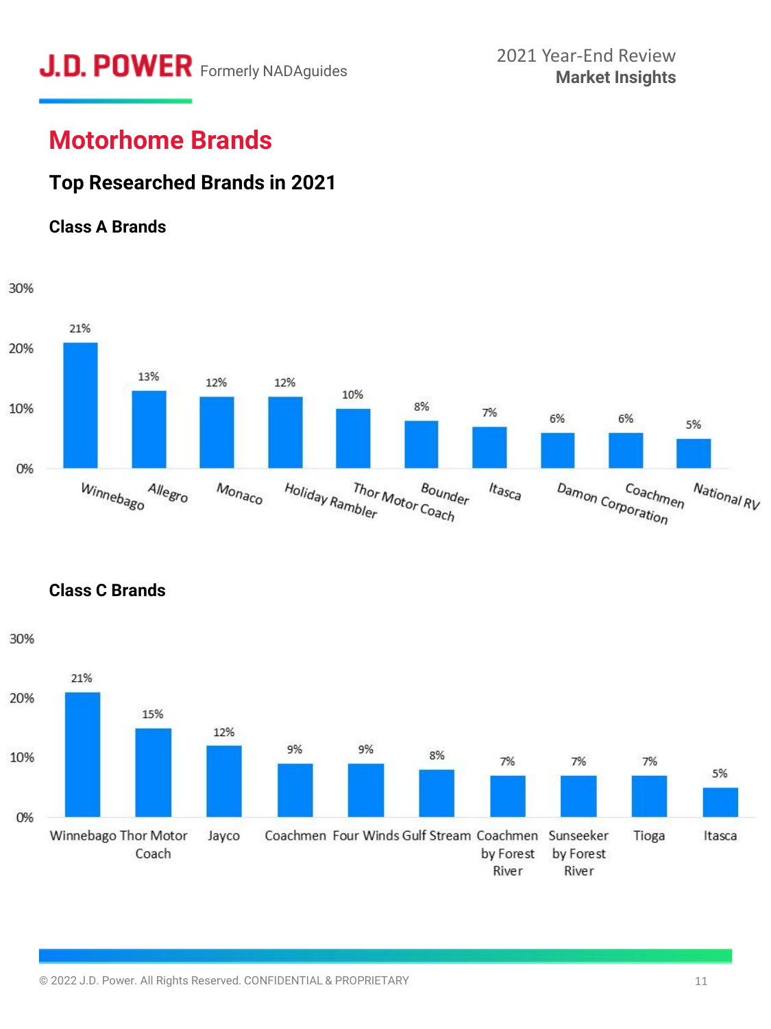## Motorhome Brands

### Top Researched Brands in 2021

#### Class A Brands

| Brand | Share |
|---|---|
| Winnebago | 21% |
| Allegro | 13% |
| Monaco | 12% |
| Holiday Rambler | 12% |
| Thor Motor Coach | 10% |
| Bounder | 8% |
| Itasca | 7% |
| Damon Corporation | 6% |
| Coachmen | 6% |
| National RV | 5% |

#### Class C Brands

| Brand | Share |
|---|---|
| Winnebago | 21% |
| Thor Motor Coach | 15% |
| Jayco | 12% |
| Coachmen | 9% |
| Four Winds | 9% |
| Gulf Stream | 8% |
| Coachmen by Forest River | 7% |
| Sunseeker by Forest River | 7% |
| Tioga | 7% |
| Itasca | 5% |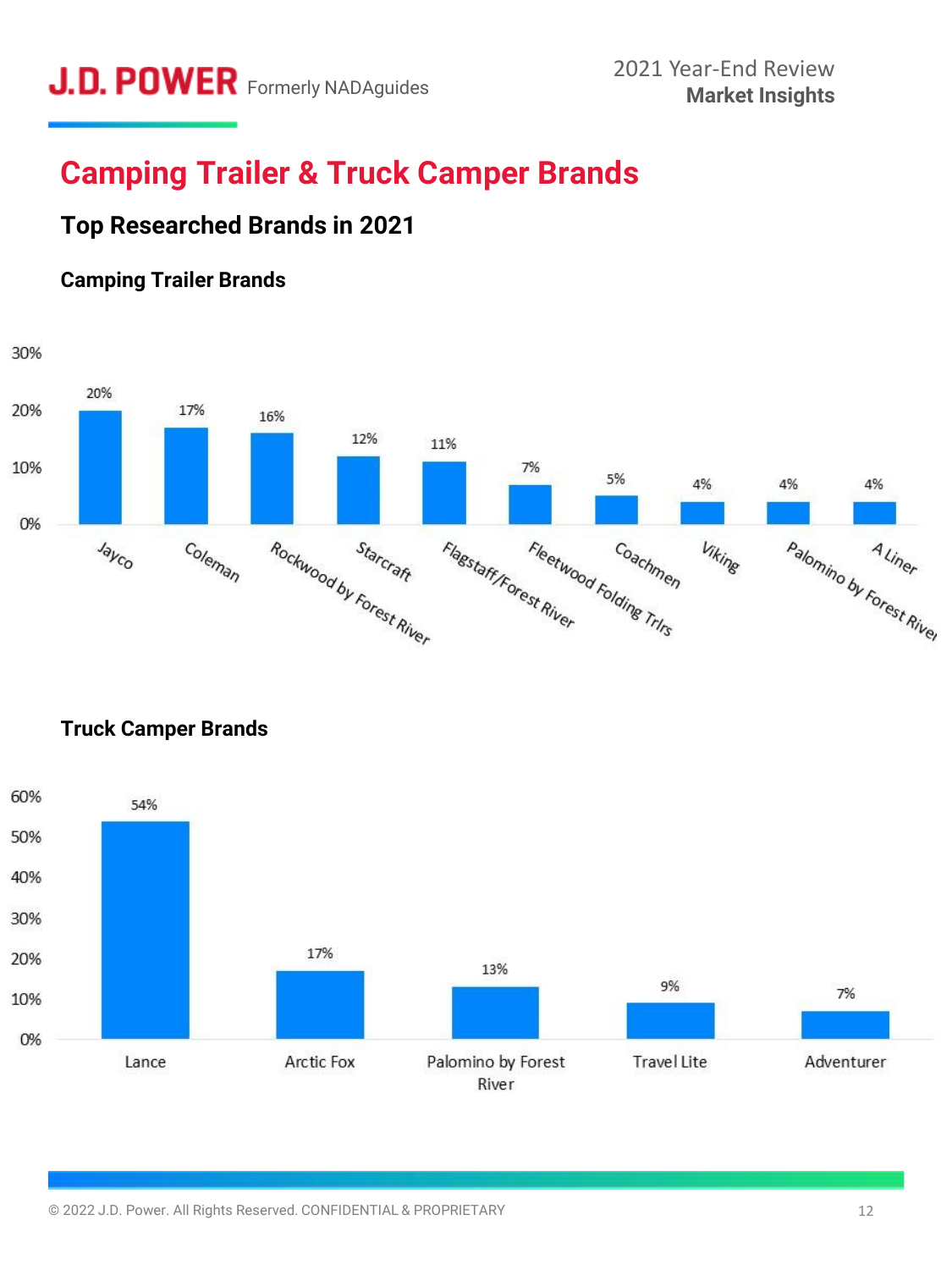## Camping Trailer & Truck Camper Brands

### Top Researched Brands in 2021

#### Camping Trailer Brands

| Brand | Share |
|---|---|
| Jayco | 20% |
| Coleman | 17% |
| Rockwood by Forest River | 16% |
| Starcraft | 12% |
| Flagstaff/Forest River | 11% |
| Fleetwood Folding Trlrs | 7% |
| Coachmen | 5% |
| Viking | 4% |
| Palomino by Forest River | 4% |
| A Liner | 4% |

#### Truck Camper Brands

| Brand | Share |
|---|---|
| Lance | 54% |
| Arctic Fox | 17% |
| Palomino by Forest River | 13% |
| Travel Lite | 9% |
| Adventurer | 7% |

© 2022 J.D. Power. All Rights Reserved. CONFIDENTIAL & PROPRIETARY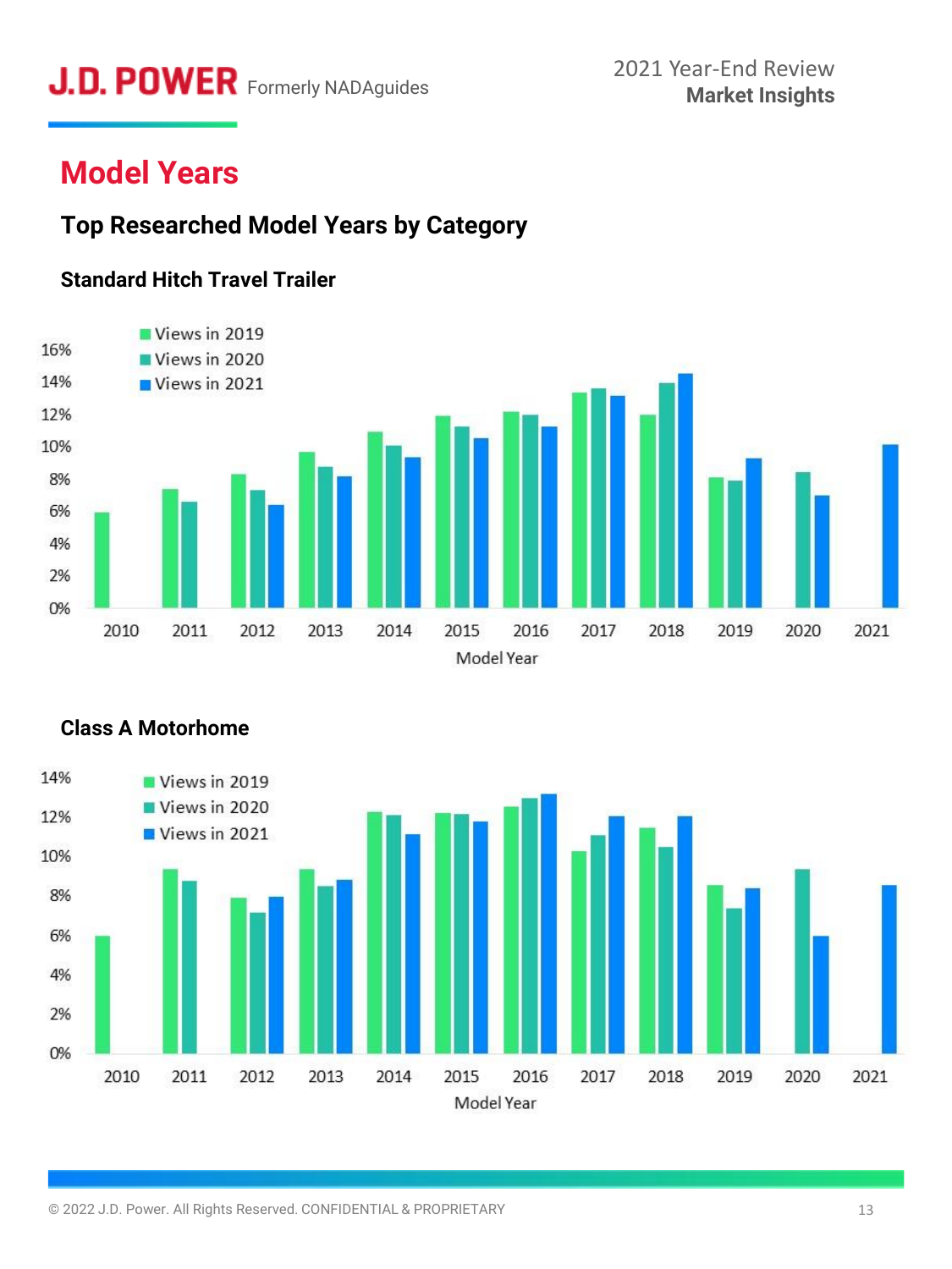# Model Years

## Top Researched Model Years by Category

### Standard Hitch Travel Trailer

### Class A Motorhome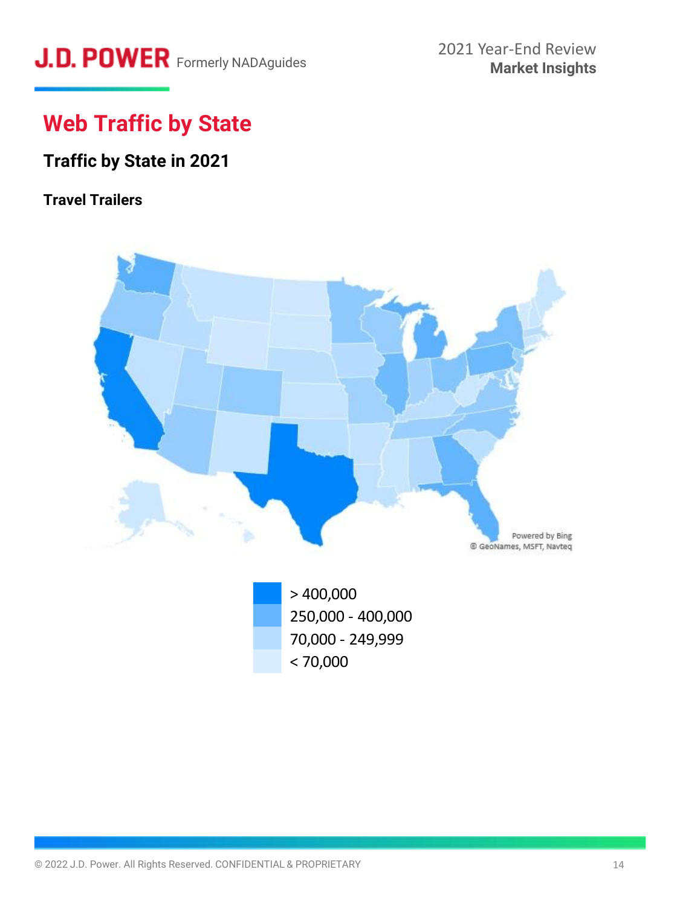# Web Traffic by State

## Traffic by State in 2021

### Travel Trailers

Powered by Bing
© GeoNames, MSFT, Navteq

- > 400,000
- 250,000 - 400,000
- 70,000 - 249,999
- < 70,000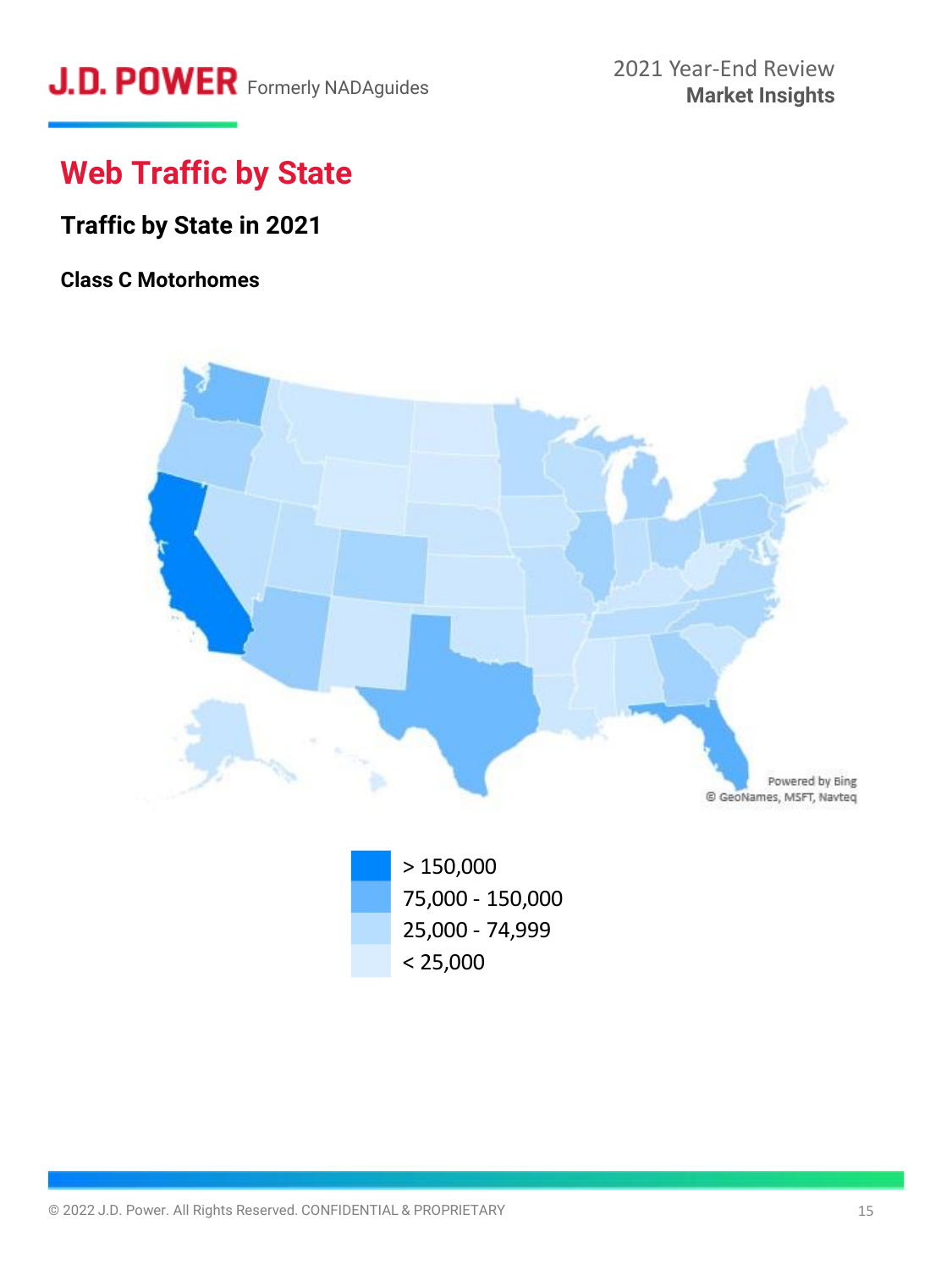# Web Traffic by State

## Traffic by State in 2021

### Class C Motorhomes

Powered by Bing
© GeoNames, MSFT, Navteq

- > 150,000
- 75,000 - 150,000
- 25,000 - 74,999
- < 25,000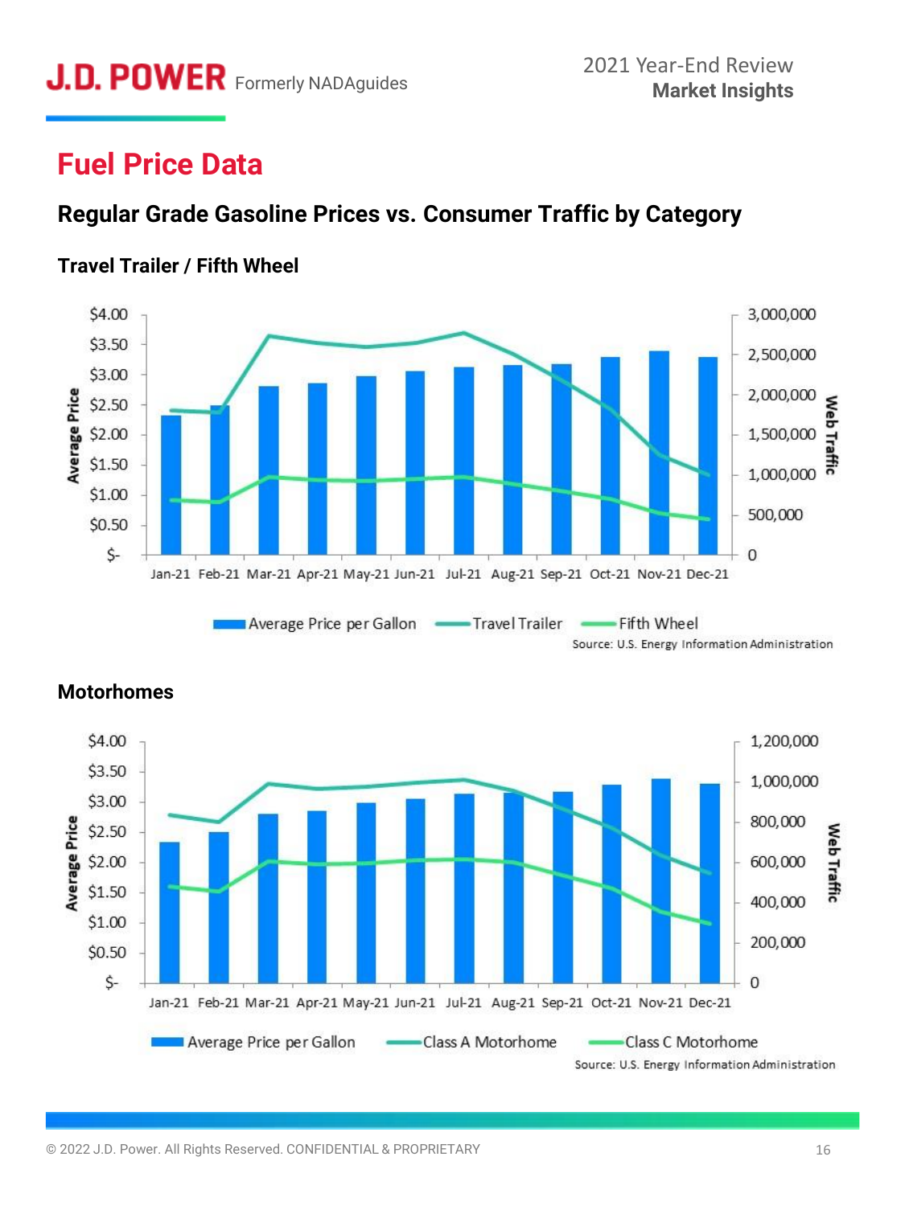# Fuel Price Data

## Regular Grade Gasoline Prices vs. Consumer Traffic by Category

### Travel Trailer / Fifth Wheel

Average Price | Web Traffic

$4.00, $3.50, $3.00, $2.50, $2.00, $1.50, $1.00, $0.50, $-

3,000,000, 2,500,000, 2,000,000, 1,500,000, 1,000,000, 500,000, 0

Jan-21 Feb-21 Mar-21 Apr-21 May-21 Jun-21 Jul-21 Aug-21 Sep-21 Oct-21 Nov-21 Dec-21

Average Price per Gallon | Travel Trailer | Fifth Wheel

Source: U.S. Energy Information Administration

### Motorhomes

Average Price | Web Traffic

$4.00, $3.50, $3.00, $2.50, $2.00, $1.50, $1.00, $0.50, $-

1,200,000, 1,000,000, 800,000, 600,000, 400,000, 200,000, 0

Jan-21 Feb-21 Mar-21 Apr-21 May-21 Jun-21 Jul-21 Aug-21 Sep-21 Oct-21 Nov-21 Dec-21

Average Price per Gallon | Class A Motorhome | Class C Motorhome

Source: U.S. Energy Information Administration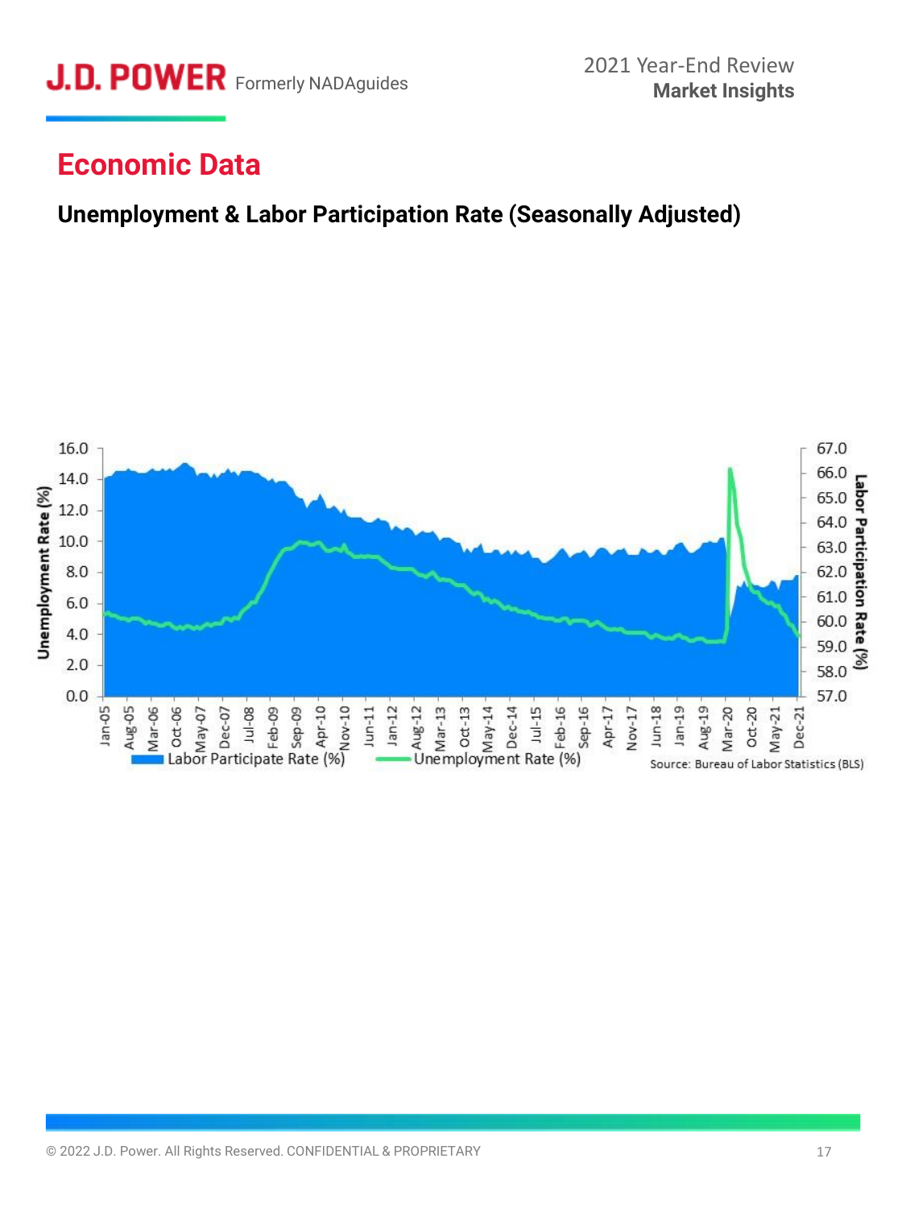## Economic Data

### Unemployment & Labor Participation Rate (Seasonally Adjusted)

Source: Bureau of Labor Statistics (BLS)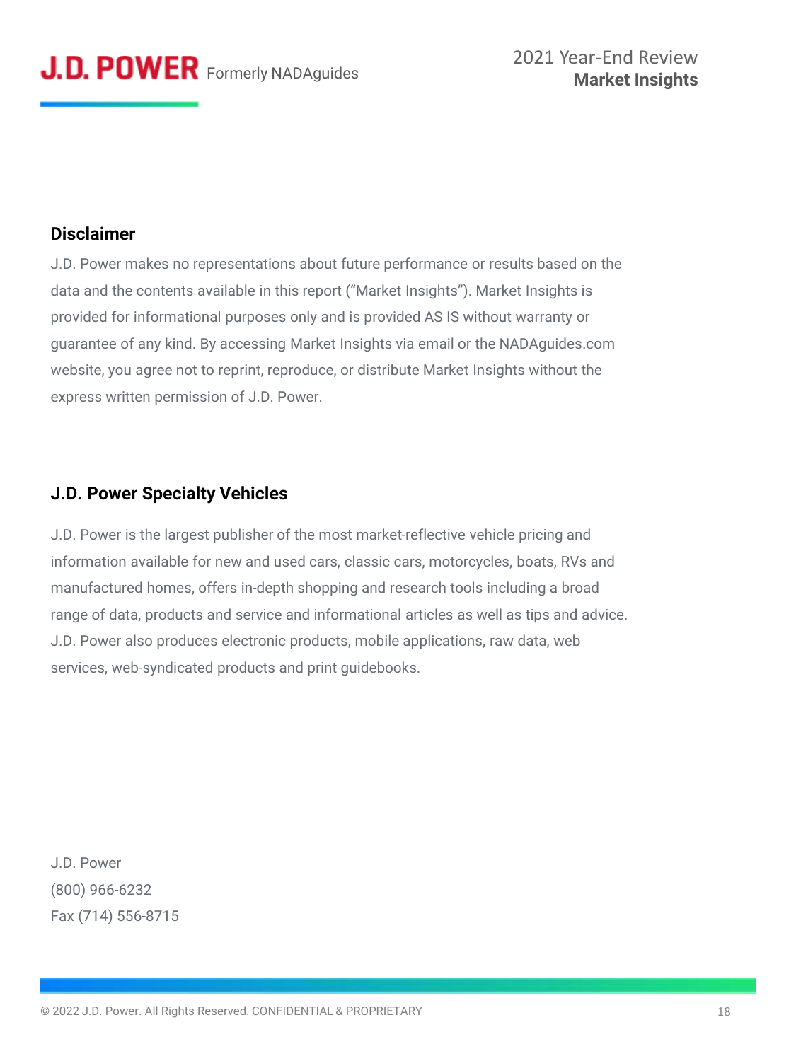## Disclaimer

J.D. Power makes no representations about future performance or results based on the data and the contents available in this report ("Market Insights"). Market Insights is provided for informational purposes only and is provided AS IS without warranty or guarantee of any kind. By accessing Market Insights via email or the NADAguides.com website, you agree not to reprint, reproduce, or distribute Market Insights without the express written permission of J.D. Power.

## J.D. Power Specialty Vehicles

J.D. Power is the largest publisher of the most market-reflective vehicle pricing and information available for new and used cars, classic cars, motorcycles, boats, RVs and manufactured homes, offers in-depth shopping and research tools including a broad range of data, products and service and informational articles as well as tips and advice. J.D. Power also produces electronic products, mobile applications, raw data, web services, web-syndicated products and print guidebooks.

J.D. Power
(800) 966-6232
Fax (714) 556-8715